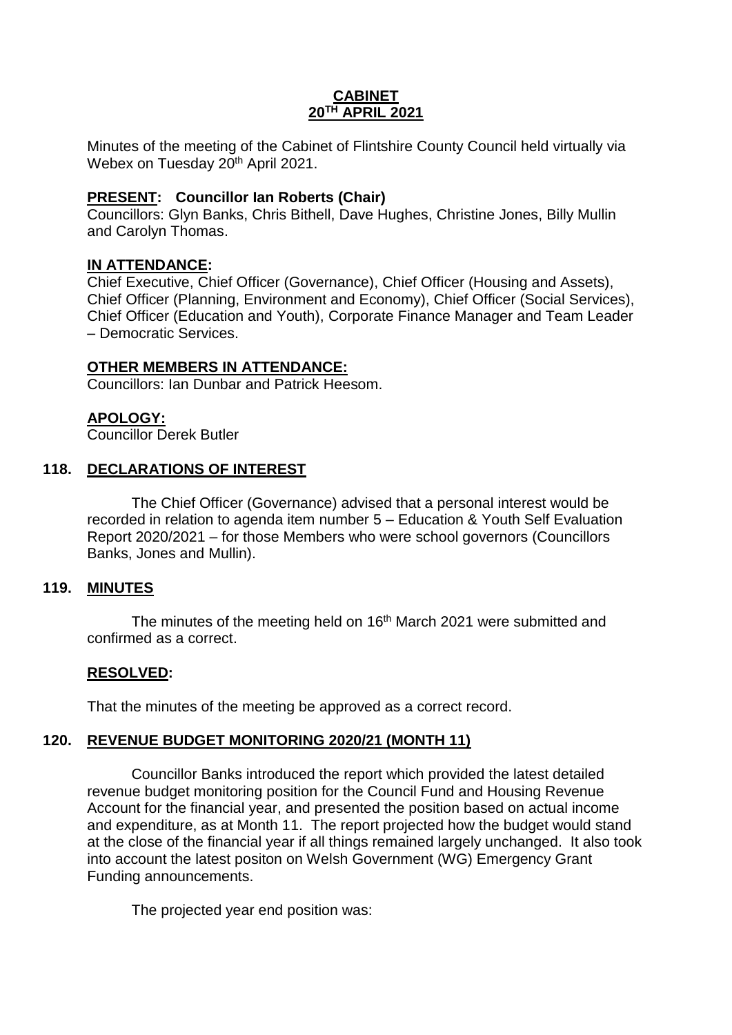# CABINET
## 20TH APRIL 2021

Minutes of the meeting of the Cabinet of Flintshire County Council held virtually via Webex on Tuesday 20th April 2021.

**PRESENT: Councillor Ian Roberts (Chair)**
Councillors: Glyn Banks, Chris Bithell, Dave Hughes, Christine Jones, Billy Mullin and Carolyn Thomas.

**IN ATTENDANCE:**
Chief Executive, Chief Officer (Governance), Chief Officer (Housing and Assets), Chief Officer (Planning, Environment and Economy), Chief Officer (Social Services), Chief Officer (Education and Youth), Corporate Finance Manager and Team Leader – Democratic Services.

**OTHER MEMBERS IN ATTENDANCE:**
Councillors: Ian Dunbar and Patrick Heesom.

**APOLOGY:**
Councillor Derek Butler

### 118. DECLARATIONS OF INTEREST

The Chief Officer (Governance) advised that a personal interest would be recorded in relation to agenda item number 5 – Education & Youth Self Evaluation Report 2020/2021 – for those Members who were school governors (Councillors Banks, Jones and Mullin).

### 119. MINUTES

The minutes of the meeting held on 16th March 2021 were submitted and confirmed as a correct.

**RESOLVED:**

That the minutes of the meeting be approved as a correct record.

### 120. REVENUE BUDGET MONITORING 2020/21 (MONTH 11)

Councillor Banks introduced the report which provided the latest detailed revenue budget monitoring position for the Council Fund and Housing Revenue Account for the financial year, and presented the position based on actual income and expenditure, as at Month 11. The report projected how the budget would stand at the close of the financial year if all things remained largely unchanged. It also took into account the latest positon on Welsh Government (WG) Emergency Grant Funding announcements.

The projected year end position was: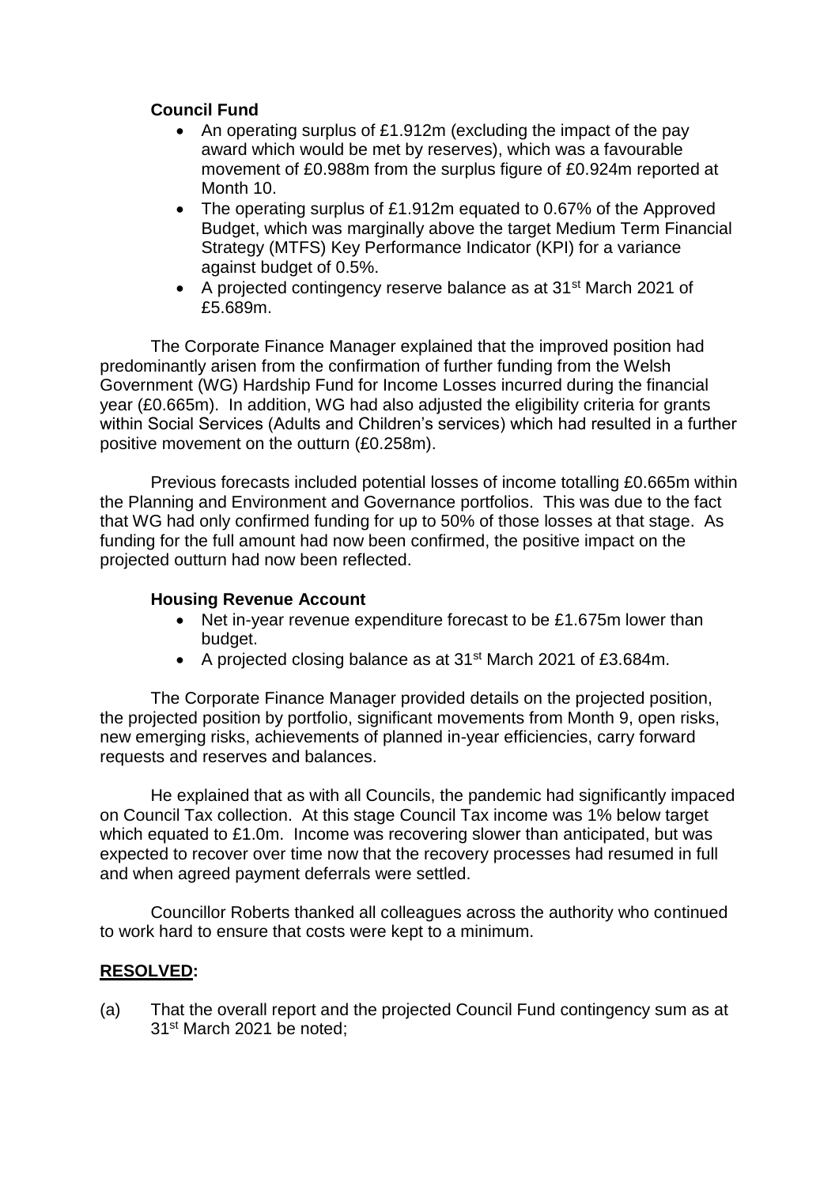**Council Fund**

- An operating surplus of £1.912m (excluding the impact of the pay award which would be met by reserves), which was a favourable movement of £0.988m from the surplus figure of £0.924m reported at Month 10.
- The operating surplus of £1.912m equated to 0.67% of the Approved Budget, which was marginally above the target Medium Term Financial Strategy (MTFS) Key Performance Indicator (KPI) for a variance against budget of 0.5%.
- A projected contingency reserve balance as at 31st March 2021 of £5.689m.

The Corporate Finance Manager explained that the improved position had predominantly arisen from the confirmation of further funding from the Welsh Government (WG) Hardship Fund for Income Losses incurred during the financial year (£0.665m). In addition, WG had also adjusted the eligibility criteria for grants within Social Services (Adults and Children's services) which had resulted in a further positive movement on the outturn (£0.258m).

Previous forecasts included potential losses of income totalling £0.665m within the Planning and Environment and Governance portfolios. This was due to the fact that WG had only confirmed funding for up to 50% of those losses at that stage. As funding for the full amount had now been confirmed, the positive impact on the projected outturn had now been reflected.

**Housing Revenue Account**

- Net in-year revenue expenditure forecast to be £1.675m lower than budget.
- A projected closing balance as at 31st March 2021 of £3.684m.

The Corporate Finance Manager provided details on the projected position, the projected position by portfolio, significant movements from Month 9, open risks, new emerging risks, achievements of planned in-year efficiencies, carry forward requests and reserves and balances.

He explained that as with all Councils, the pandemic had significantly impacted on Council Tax collection. At this stage Council Tax income was 1% below target which equated to £1.0m. Income was recovering slower than anticipated, but was expected to recover over time now that the recovery processes had resumed in full and when agreed payment deferrals were settled.

Councillor Roberts thanked all colleagues across the authority who continued to work hard to ensure that costs were kept to a minimum.

**RESOLVED:**

(a) That the overall report and the projected Council Fund contingency sum as at 31st March 2021 be noted;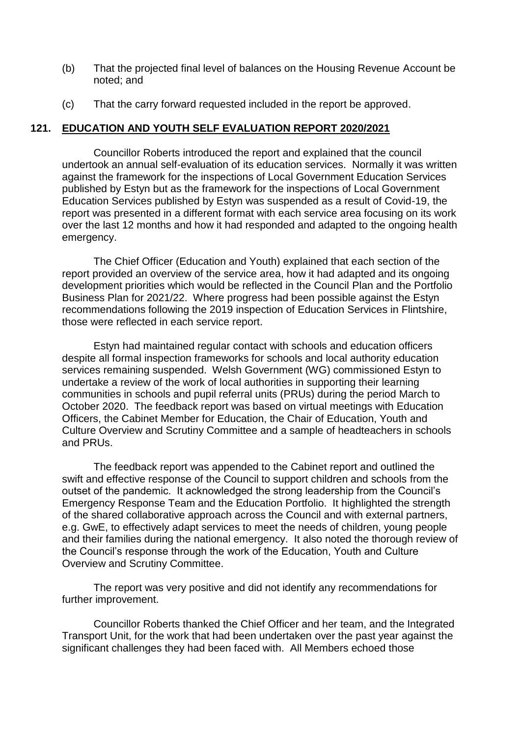(b) That the projected final level of balances on the Housing Revenue Account be noted; and

(c) That the carry forward requested included in the report be approved.

## 121. EDUCATION AND YOUTH SELF EVALUATION REPORT 2020/2021

Councillor Roberts introduced the report and explained that the council undertook an annual self-evaluation of its education services. Normally it was written against the framework for the inspections of Local Government Education Services published by Estyn but as the framework for the inspections of Local Government Education Services published by Estyn was suspended as a result of Covid-19, the report was presented in a different format with each service area focusing on its work over the last 12 months and how it had responded and adapted to the ongoing health emergency.

The Chief Officer (Education and Youth) explained that each section of the report provided an overview of the service area, how it had adapted and its ongoing development priorities which would be reflected in the Council Plan and the Portfolio Business Plan for 2021/22. Where progress had been possible against the Estyn recommendations following the 2019 inspection of Education Services in Flintshire, those were reflected in each service report.

Estyn had maintained regular contact with schools and education officers despite all formal inspection frameworks for schools and local authority education services remaining suspended. Welsh Government (WG) commissioned Estyn to undertake a review of the work of local authorities in supporting their learning communities in schools and pupil referral units (PRUs) during the period March to October 2020. The feedback report was based on virtual meetings with Education Officers, the Cabinet Member for Education, the Chair of Education, Youth and Culture Overview and Scrutiny Committee and a sample of headteachers in schools and PRUs.

The feedback report was appended to the Cabinet report and outlined the swift and effective response of the Council to support children and schools from the outset of the pandemic. It acknowledged the strong leadership from the Council's Emergency Response Team and the Education Portfolio. It highlighted the strength of the shared collaborative approach across the Council and with external partners, e.g. GwE, to effectively adapt services to meet the needs of children, young people and their families during the national emergency. It also noted the thorough review of the Council's response through the work of the Education, Youth and Culture Overview and Scrutiny Committee.

The report was very positive and did not identify any recommendations for further improvement.

Councillor Roberts thanked the Chief Officer and her team, and the Integrated Transport Unit, for the work that had been undertaken over the past year against the significant challenges they had been faced with. All Members echoed those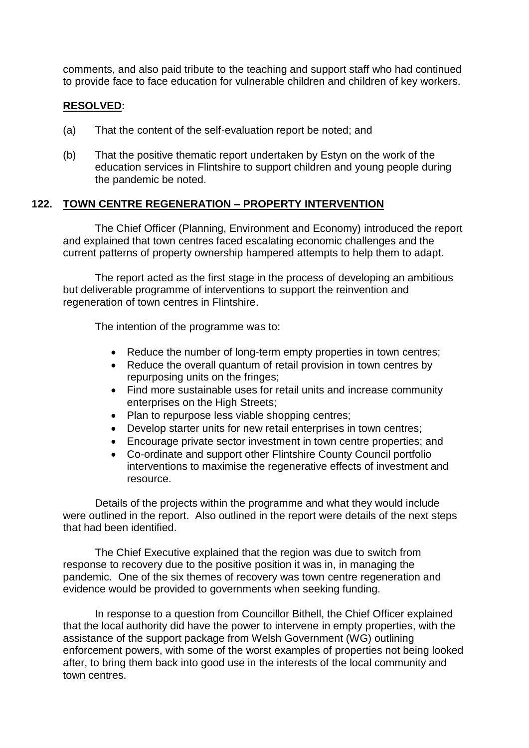comments, and also paid tribute to the teaching and support staff who had continued to provide face to face education for vulnerable children and children of key workers.

**RESOLVED:**

(a) That the content of the self-evaluation report be noted; and

(b) That the positive thematic report undertaken by Estyn on the work of the education services in Flintshire to support children and young people during the pandemic be noted.

## 122. TOWN CENTRE REGENERATION – PROPERTY INTERVENTION

The Chief Officer (Planning, Environment and Economy) introduced the report and explained that town centres faced escalating economic challenges and the current patterns of property ownership hampered attempts to help them to adapt.

The report acted as the first stage in the process of developing an ambitious but deliverable programme of interventions to support the reinvention and regeneration of town centres in Flintshire.

The intention of the programme was to:

- Reduce the number of long-term empty properties in town centres;
- Reduce the overall quantum of retail provision in town centres by repurposing units on the fringes;
- Find more sustainable uses for retail units and increase community enterprises on the High Streets;
- Plan to repurpose less viable shopping centres;
- Develop starter units for new retail enterprises in town centres;
- Encourage private sector investment in town centre properties; and
- Co-ordinate and support other Flintshire County Council portfolio interventions to maximise the regenerative effects of investment and resource.

Details of the projects within the programme and what they would include were outlined in the report. Also outlined in the report were details of the next steps that had been identified.

The Chief Executive explained that the region was due to switch from response to recovery due to the positive position it was in, in managing the pandemic. One of the six themes of recovery was town centre regeneration and evidence would be provided to governments when seeking funding.

In response to a question from Councillor Bithell, the Chief Officer explained that the local authority did have the power to intervene in empty properties, with the assistance of the support package from Welsh Government (WG) outlining enforcement powers, with some of the worst examples of properties not being looked after, to bring them back into good use in the interests of the local community and town centres.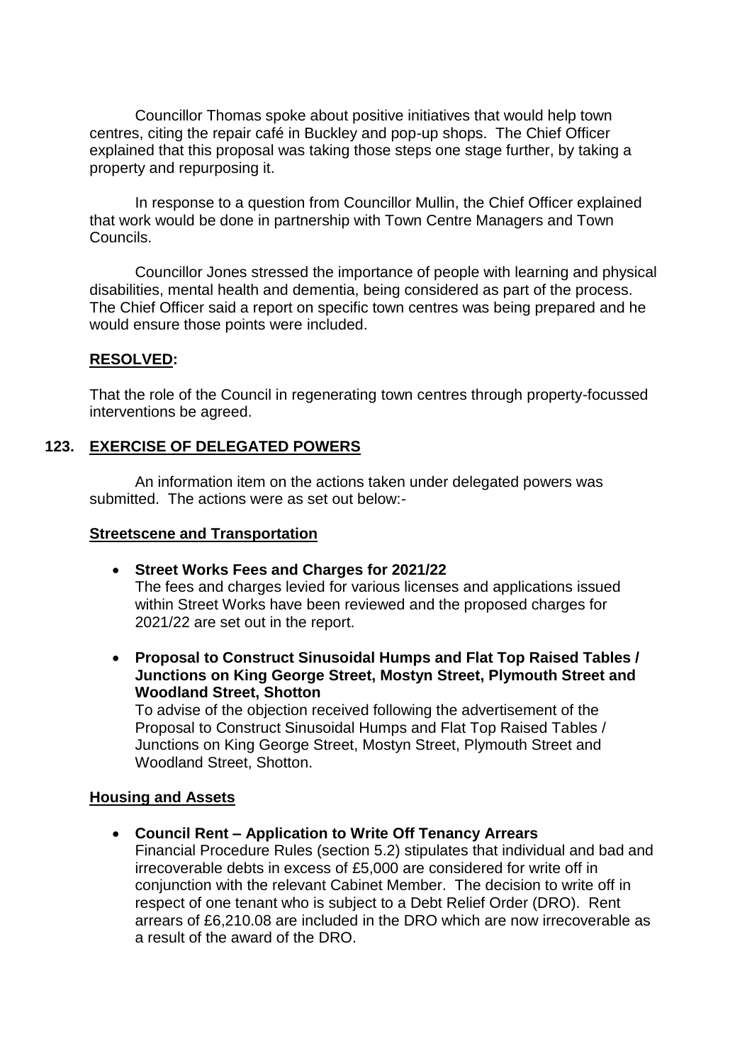Councillor Thomas spoke about positive initiatives that would help town centres, citing the repair café in Buckley and pop-up shops. The Chief Officer explained that this proposal was taking those steps one stage further, by taking a property and repurposing it.

In response to a question from Councillor Mullin, the Chief Officer explained that work would be done in partnership with Town Centre Managers and Town Councils.

Councillor Jones stressed the importance of people with learning and physical disabilities, mental health and dementia, being considered as part of the process. The Chief Officer said a report on specific town centres was being prepared and he would ensure those points were included.

**RESOLVED:**

That the role of the Council in regenerating town centres through property-focussed interventions be agreed.

## 123. EXERCISE OF DELEGATED POWERS

An information item on the actions taken under delegated powers was submitted. The actions were as set out below:-

**Streetscene and Transportation**

- **Street Works Fees and Charges for 2021/22**
  The fees and charges levied for various licenses and applications issued within Street Works have been reviewed and the proposed charges for 2021/22 are set out in the report.

- **Proposal to Construct Sinusoidal Humps and Flat Top Raised Tables / Junctions on King George Street, Mostyn Street, Plymouth Street and Woodland Street, Shotton**
  To advise of the objection received following the advertisement of the Proposal to Construct Sinusoidal Humps and Flat Top Raised Tables / Junctions on King George Street, Mostyn Street, Plymouth Street and Woodland Street, Shotton.

**Housing and Assets**

- **Council Rent – Application to Write Off Tenancy Arrears**
  Financial Procedure Rules (section 5.2) stipulates that individual and bad and irrecoverable debts in excess of £5,000 are considered for write off in conjunction with the relevant Cabinet Member. The decision to write off in respect of one tenant who is subject to a Debt Relief Order (DRO). Rent arrears of £6,210.08 are included in the DRO which are now irrecoverable as a result of the award of the DRO.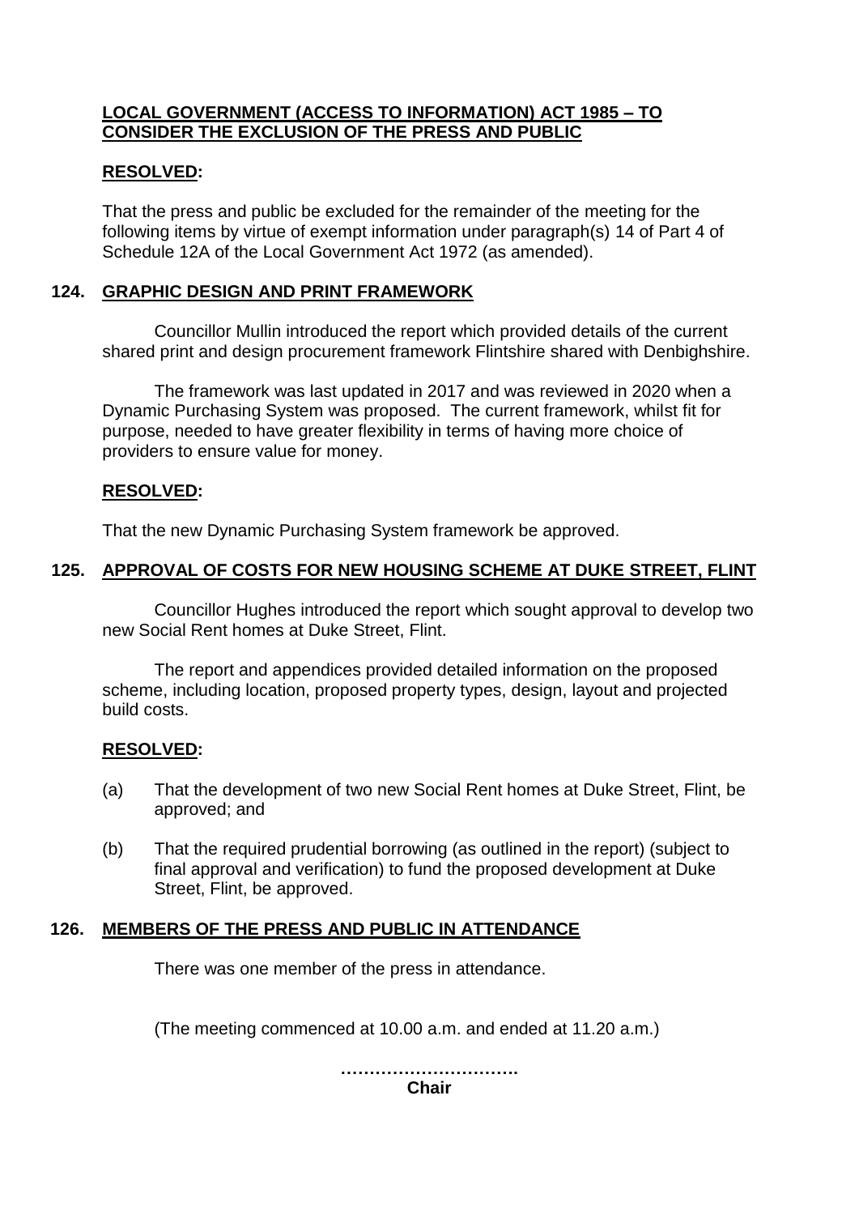## LOCAL GOVERNMENT (ACCESS TO INFORMATION) ACT 1985 – TO CONSIDER THE EXCLUSION OF THE PRESS AND PUBLIC

**RESOLVED:**

That the press and public be excluded for the remainder of the meeting for the following items by virtue of exempt information under paragraph(s) 14 of Part 4 of Schedule 12A of the Local Government Act 1972 (as amended).

## 124. GRAPHIC DESIGN AND PRINT FRAMEWORK

Councillor Mullin introduced the report which provided details of the current shared print and design procurement framework Flintshire shared with Denbighshire.

The framework was last updated in 2017 and was reviewed in 2020 when a Dynamic Purchasing System was proposed. The current framework, whilst fit for purpose, needed to have greater flexibility in terms of having more choice of providers to ensure value for money.

**RESOLVED:**

That the new Dynamic Purchasing System framework be approved.

## 125. APPROVAL OF COSTS FOR NEW HOUSING SCHEME AT DUKE STREET, FLINT

Councillor Hughes introduced the report which sought approval to develop two new Social Rent homes at Duke Street, Flint.

The report and appendices provided detailed information on the proposed scheme, including location, proposed property types, design, layout and projected build costs.

**RESOLVED:**

(a) That the development of two new Social Rent homes at Duke Street, Flint, be approved; and

(b) That the required prudential borrowing (as outlined in the report) (subject to final approval and verification) to fund the proposed development at Duke Street, Flint, be approved.

## 126. MEMBERS OF THE PRESS AND PUBLIC IN ATTENDANCE

There was one member of the press in attendance.

(The meeting commenced at 10.00 a.m. and ended at 11.20 a.m.)

…………………………

**Chair**